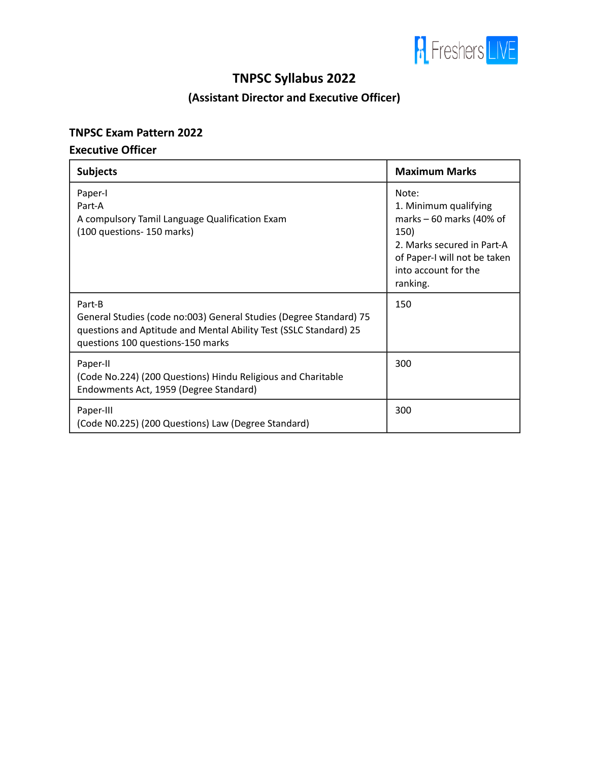# TNPSC Syllabus 2022

## (Assistant Director and Executive Officer)

### TNPSC Exam Pattern 2022

### Executive Officer

| Subjects | Maximum Marks |
|---|---|
| Paper-I<br>Part-A<br>A compulsory Tamil Language Qualification Exam<br>(100 questions- 150 marks) | Note:<br>1. Minimum qualifying marks – 60 marks (40% of 150)<br>2. Marks secured in Part-A of Paper-I will not be taken into account for the ranking. |
| Part-B<br>General Studies (code no:003) General Studies (Degree Standard) 75 questions and Aptitude and Mental Ability Test (SSLC Standard) 25 questions 100 questions-150 marks | 150 |
| Paper-II<br>(Code No.224) (200 Questions) Hindu Religious and Charitable Endowments Act, 1959 (Degree Standard) | 300 |
| Paper-III<br>(Code N0.225) (200 Questions) Law (Degree Standard) | 300 |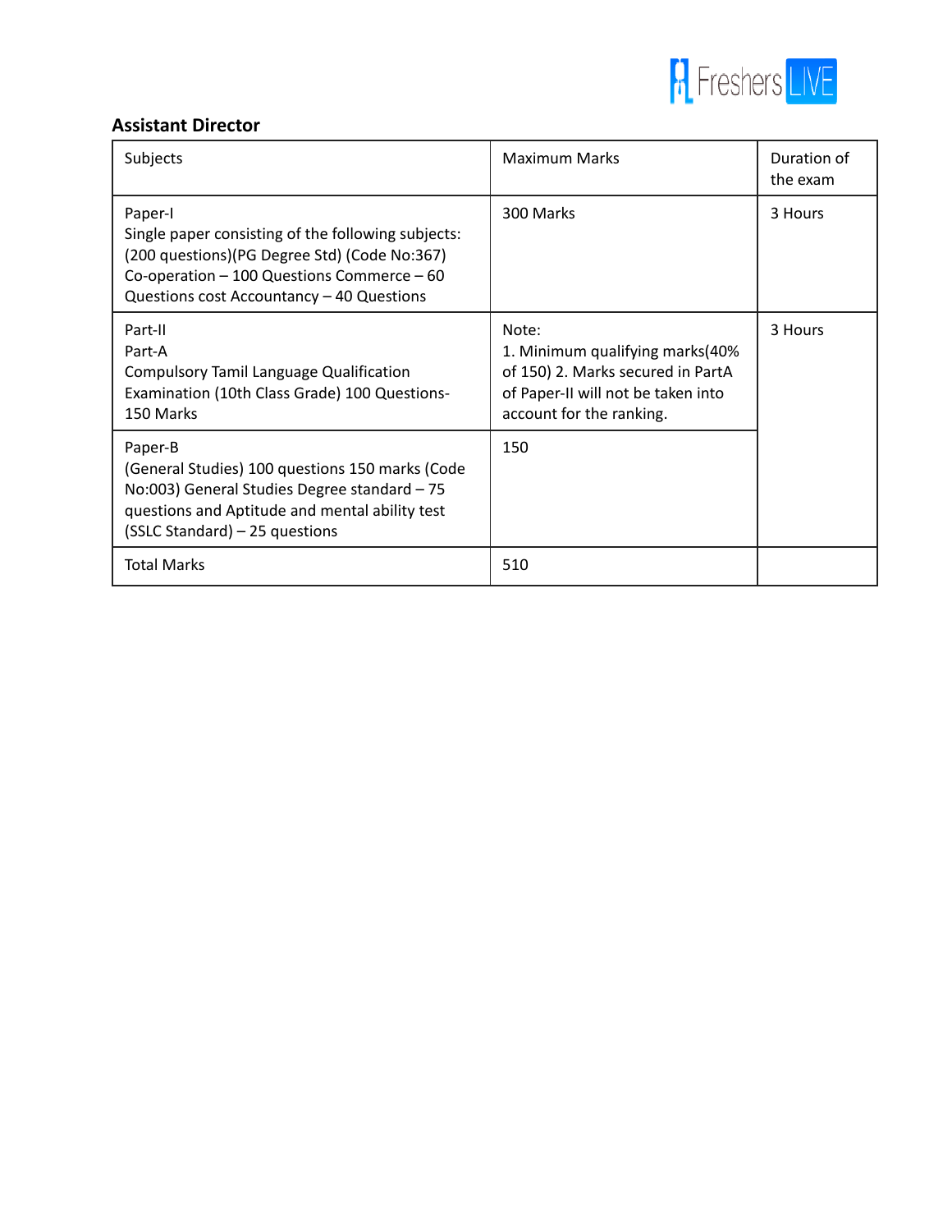### Assistant Director

| Subjects | Maximum Marks | Duration of the exam |
|---|---|---|
| Paper-I<br>Single paper consisting of the following subjects: (200 questions)(PG Degree Std) (Code No:367) Co-operation – 100 Questions Commerce – 60 Questions cost Accountancy – 40 Questions | 300 Marks | 3 Hours |
| Part-II<br>Part-A<br>Compulsory Tamil Language Qualification Examination (10th Class Grade) 100 Questions-150 Marks | Note:<br>1. Minimum qualifying marks(40% of 150) 2. Marks secured in PartA of Paper-II will not be taken into account for the ranking. | 3 Hours |
| Paper-B<br>(General Studies) 100 questions 150 marks (Code No:003) General Studies Degree standard – 75 questions and Aptitude and mental ability test (SSLC Standard) – 25 questions | 150 | |
| Total Marks | 510 | |